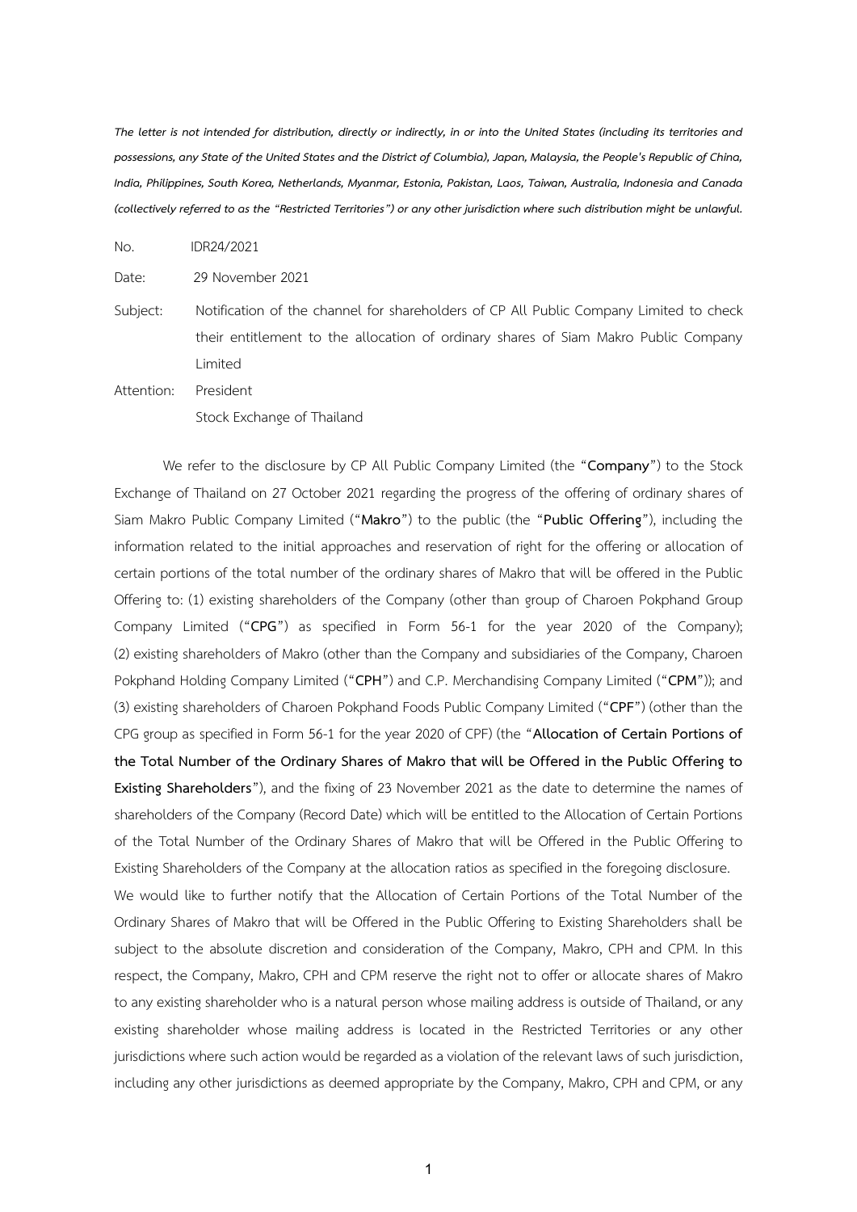*The letter is not intended for distribution, directly or indirectly, in or into the United States (including its territories and possessions, any State of the United States and the District of Columbia), Japan, Malaysia, the People's Republic of China, India, Philippines, South Korea, Netherlands, Myanmar, Estonia, Pakistan, Laos, Taiwan, Australia, Indonesia and Canada (collectively referred to as the "Restricted Territories") or any other jurisdiction where such distribution might be unlawful.*

No. IDR24/2021

Date: 29 November 2021

Subject: Notification of the channel for shareholders of CP All Public Company Limited to check their entitlement to the allocation of ordinary shares of Siam Makro Public Company Limited

Attention: President
Stock Exchange of Thailand

We refer to the disclosure by CP All Public Company Limited (the "**Company**") to the Stock Exchange of Thailand on 27 October 2021 regarding the progress of the offering of ordinary shares of Siam Makro Public Company Limited ("**Makro**") to the public (the "**Public Offering**"), including the information related to the initial approaches and reservation of right for the offering or allocation of certain portions of the total number of the ordinary shares of Makro that will be offered in the Public Offering to: (1) existing shareholders of the Company (other than group of Charoen Pokphand Group Company Limited ("**CPG**") as specified in Form 56-1 for the year 2020 of the Company); (2) existing shareholders of Makro (other than the Company and subsidiaries of the Company, Charoen Pokphand Holding Company Limited ("**CPH**") and C.P. Merchandising Company Limited ("**CPM**")); and (3) existing shareholders of Charoen Pokphand Foods Public Company Limited ("**CPF**") (other than the CPG group as specified in Form 56-1 for the year 2020 of CPF) (the "**Allocation of Certain Portions of the Total Number of the Ordinary Shares of Makro that will be Offered in the Public Offering to Existing Shareholders**"), and the fixing of 23 November 2021 as the date to determine the names of shareholders of the Company (Record Date) which will be entitled to the Allocation of Certain Portions of the Total Number of the Ordinary Shares of Makro that will be Offered in the Public Offering to Existing Shareholders of the Company at the allocation ratios as specified in the foregoing disclosure.

We would like to further notify that the Allocation of Certain Portions of the Total Number of the Ordinary Shares of Makro that will be Offered in the Public Offering to Existing Shareholders shall be subject to the absolute discretion and consideration of the Company, Makro, CPH and CPM. In this respect, the Company, Makro, CPH and CPM reserve the right not to offer or allocate shares of Makro to any existing shareholder who is a natural person whose mailing address is outside of Thailand, or any existing shareholder whose mailing address is located in the Restricted Territories or any other jurisdictions where such action would be regarded as a violation of the relevant laws of such jurisdiction, including any other jurisdictions as deemed appropriate by the Company, Makro, CPH and CPM, or any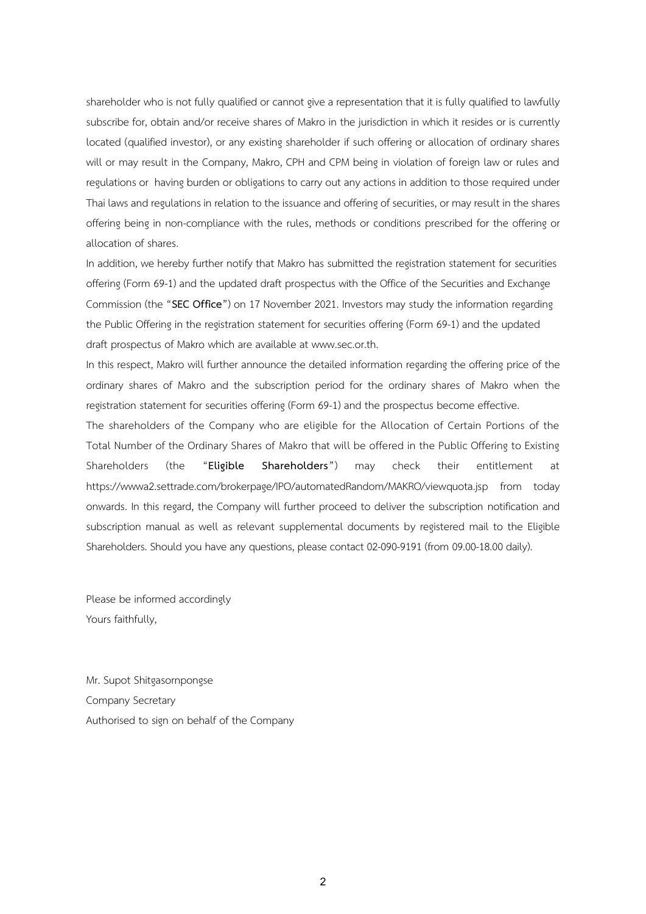shareholder who is not fully qualified or cannot give a representation that it is fully qualified to lawfully subscribe for, obtain and/or receive shares of Makro in the jurisdiction in which it resides or is currently located (qualified investor), or any existing shareholder if such offering or allocation of ordinary shares will or may result in the Company, Makro, CPH and CPM being in violation of foreign law or rules and regulations or having burden or obligations to carry out any actions in addition to those required under Thai laws and regulations in relation to the issuance and offering of securities, or may result in the shares offering being in non-compliance with the rules, methods or conditions prescribed for the offering or allocation of shares.

In addition, we hereby further notify that Makro has submitted the registration statement for securities offering (Form 69-1) and the updated draft prospectus with the Office of the Securities and Exchange Commission (the "**SEC Office**") on 17 November 2021. Investors may study the information regarding the Public Offering in the registration statement for securities offering (Form 69-1) and the updated draft prospectus of Makro which are available at www.sec.or.th.

In this respect, Makro will further announce the detailed information regarding the offering price of the ordinary shares of Makro and the subscription period for the ordinary shares of Makro when the registration statement for securities offering (Form 69-1) and the prospectus become effective.

The shareholders of the Company who are eligible for the Allocation of Certain Portions of the Total Number of the Ordinary Shares of Makro that will be offered in the Public Offering to Existing Shareholders (the "**Eligible Shareholders**") may check their entitlement at https://wwwa2.settrade.com/brokerpage/IPO/automatedRandom/MAKRO/viewquota.jsp from today onwards. In this regard, the Company will further proceed to deliver the subscription notification and subscription manual as well as relevant supplemental documents by registered mail to the Eligible Shareholders. Should you have any questions, please contact 02-090-9191 (from 09.00-18.00 daily).

Please be informed accordingly

Yours faithfully,

Mr. Supot Shitgasornpongse

Company Secretary

Authorised to sign on behalf of the Company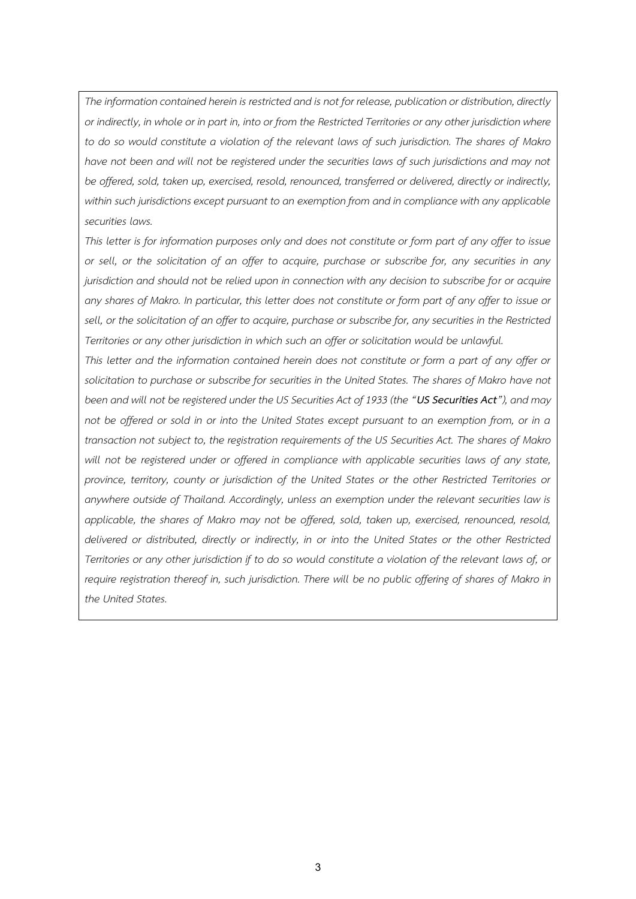*The information contained herein is restricted and is not for release, publication or distribution, directly or indirectly, in whole or in part in, into or from the Restricted Territories or any other jurisdiction where to do so would constitute a violation of the relevant laws of such jurisdiction. The shares of Makro have not been and will not be registered under the securities laws of such jurisdictions and may not be offered, sold, taken up, exercised, resold, renounced, transferred or delivered, directly or indirectly, within such jurisdictions except pursuant to an exemption from and in compliance with any applicable securities laws.*

*This letter is for information purposes only and does not constitute or form part of any offer to issue or sell, or the solicitation of an offer to acquire, purchase or subscribe for, any securities in any jurisdiction and should not be relied upon in connection with any decision to subscribe for or acquire any shares of Makro. In particular, this letter does not constitute or form part of any offer to issue or sell, or the solicitation of an offer to acquire, purchase or subscribe for, any securities in the Restricted Territories or any other jurisdiction in which such an offer or solicitation would be unlawful.*

*This letter and the information contained herein does not constitute or form a part of any offer or solicitation to purchase or subscribe for securities in the United States. The shares of Makro have not been and will not be registered under the US Securities Act of 1933 (the "**US Securities Act**"), and may not be offered or sold in or into the United States except pursuant to an exemption from, or in a transaction not subject to, the registration requirements of the US Securities Act. The shares of Makro will not be registered under or offered in compliance with applicable securities laws of any state, province, territory, county or jurisdiction of the United States or the other Restricted Territories or anywhere outside of Thailand. Accordingly, unless an exemption under the relevant securities law is applicable, the shares of Makro may not be offered, sold, taken up, exercised, renounced, resold, delivered or distributed, directly or indirectly, in or into the United States or the other Restricted Territories or any other jurisdiction if to do so would constitute a violation of the relevant laws of, or require registration thereof in, such jurisdiction. There will be no public offering of shares of Makro in the United States.*